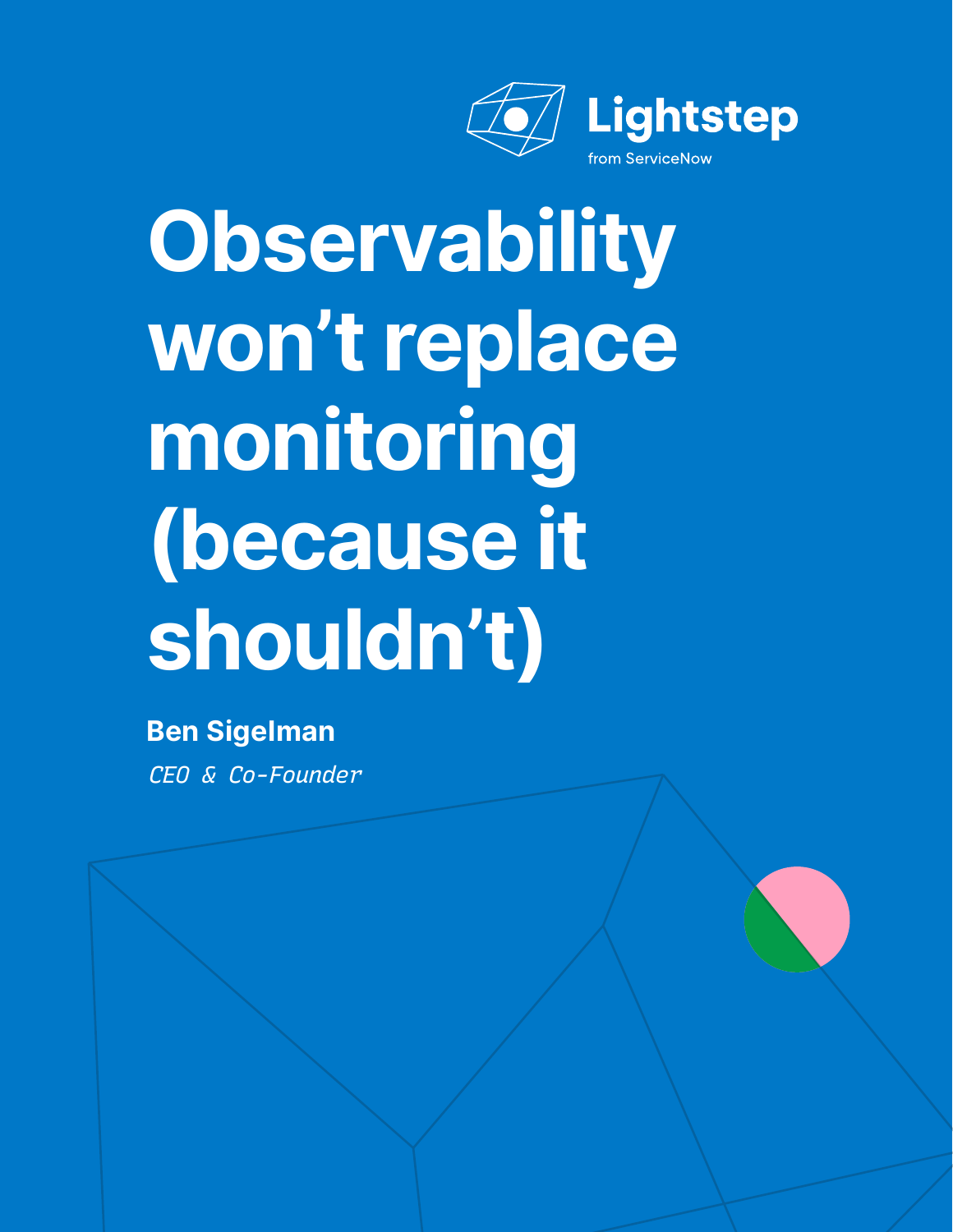Lightstep
from ServiceNow

# Observability won't replace monitoring (because it shouldn't)

**Ben Sigelman**

*CEO & Co-Founder*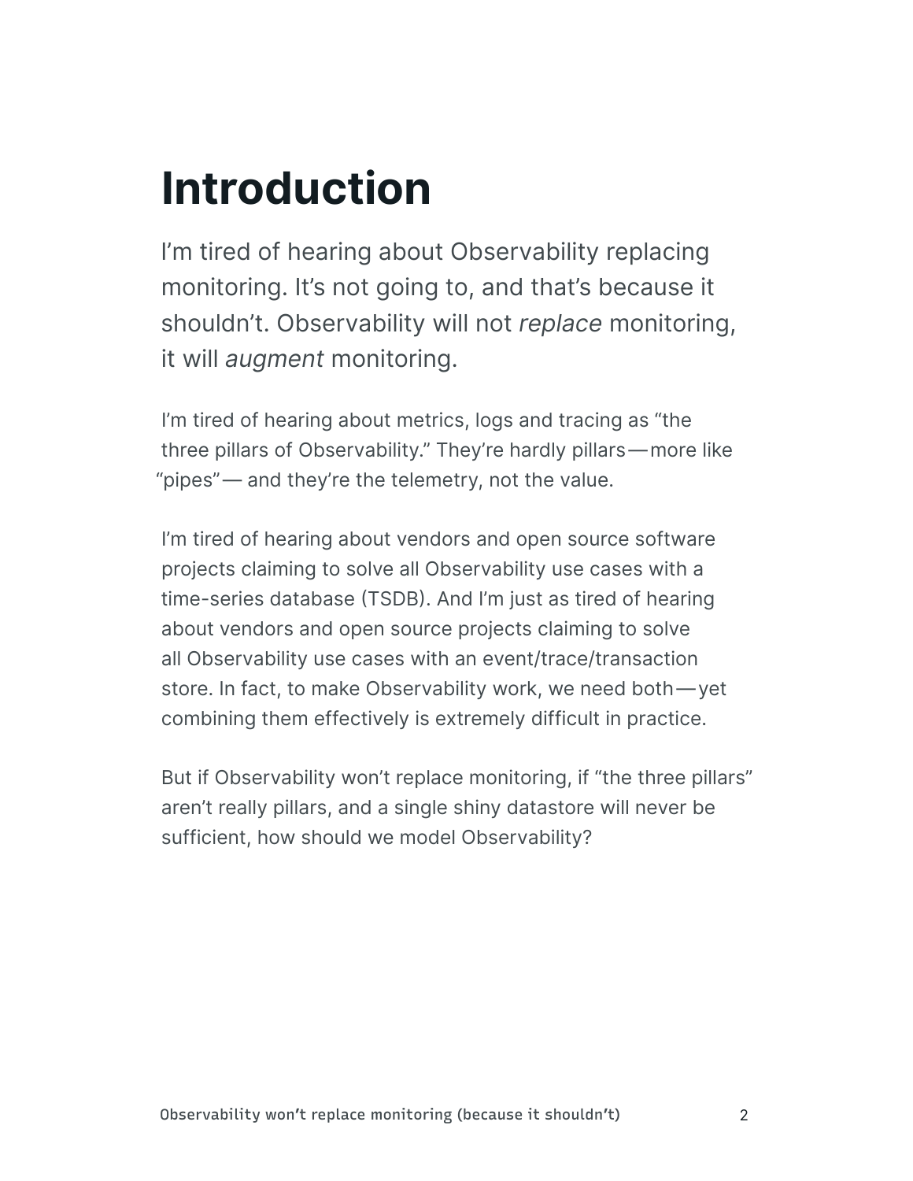# Introduction

I’m tired of hearing about Observability replacing monitoring. It’s not going to, and that’s because it shouldn’t. Observability will not *replace* monitoring, it will *augment* monitoring.

I’m tired of hearing about metrics, logs and tracing as “the three pillars of Observability.” They’re hardly pillars — more like “pipes” — and they’re the telemetry, not the value.

I’m tired of hearing about vendors and open source software projects claiming to solve all Observability use cases with a time-series database (TSDB). And I’m just as tired of hearing about vendors and open source projects claiming to solve all Observability use cases with an event/trace/transaction store. In fact, to make Observability work, we need both — yet combining them effectively is extremely difficult in practice.

But if Observability won’t replace monitoring, if “the three pillars” aren’t really pillars, and a single shiny datastore will never be sufficient, how should we model Observability?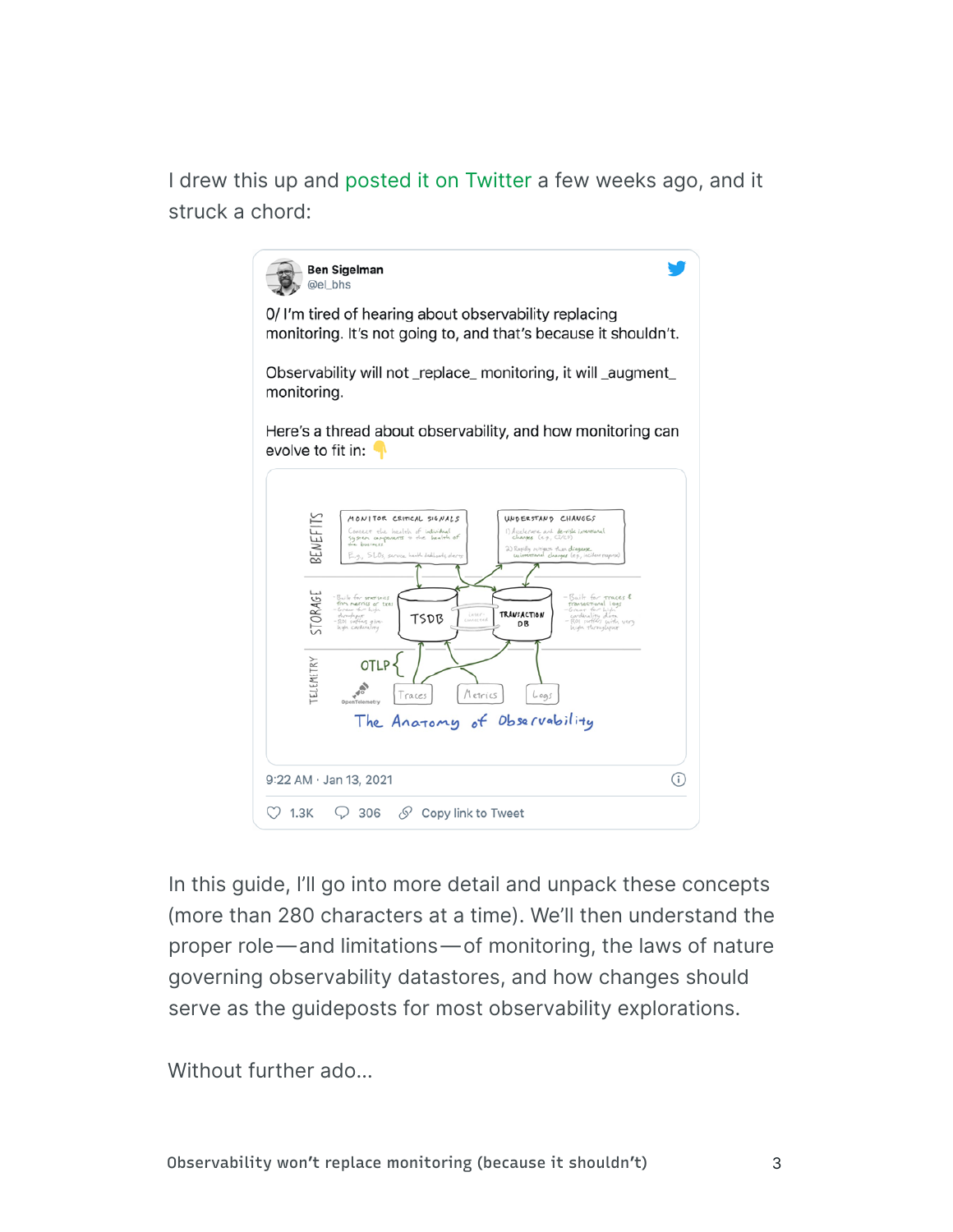I drew this up and posted it on Twitter a few weeks ago, and it struck a chord:

> **Ben Sigelman**
> @el_bhs
>
> 0/ I'm tired of hearing about observability replacing monitoring. It's not going to, and that's because it shouldn't.
>
> Observability will not _replace_ monitoring, it will _augment_ monitoring.
>
> Here's a thread about observability, and how monitoring can evolve to fit in: 👇
>
> 9:22 AM · Jan 13, 2021
>
> 1.3K · 306 · Copy link to Tweet

In this guide, I'll go into more detail and unpack these concepts (more than 280 characters at a time). We'll then understand the proper role—and limitations—of monitoring, the laws of nature governing observability datastores, and how changes should serve as the guideposts for most observability explorations.

Without further ado...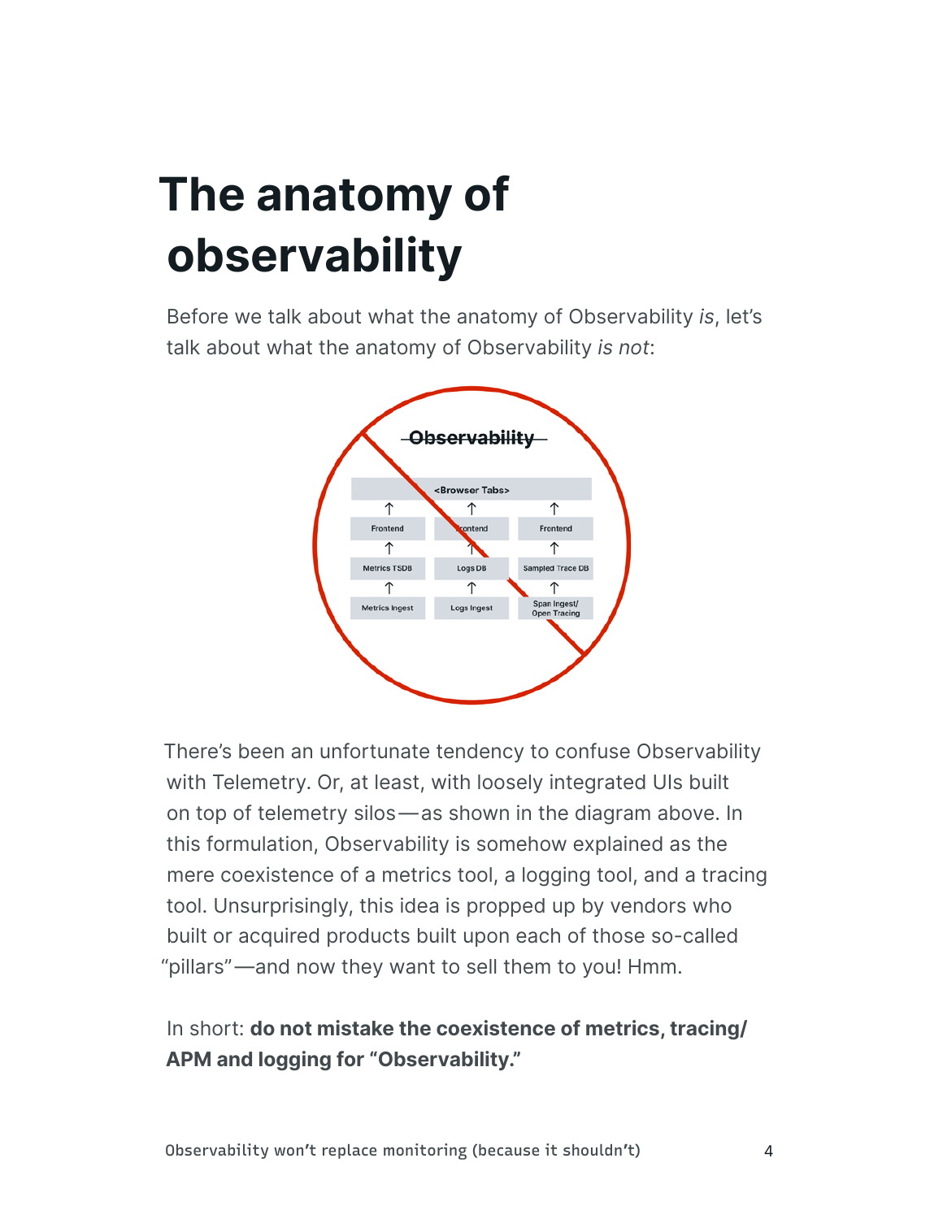# The anatomy of observability

Before we talk about what the anatomy of Observability *is*, let's talk about what the anatomy of Observability *is not*:

There's been an unfortunate tendency to confuse Observability with Telemetry. Or, at least, with loosely integrated UIs built on top of telemetry silos—as shown in the diagram above. In this formulation, Observability is somehow explained as the mere coexistence of a metrics tool, a logging tool, and a tracing tool. Unsurprisingly, this idea is propped up by vendors who built or acquired products built upon each of those so-called "pillars"—and now they want to sell them to you! Hmm.

In short: **do not mistake the coexistence of metrics, tracing/APM and logging for "Observability."**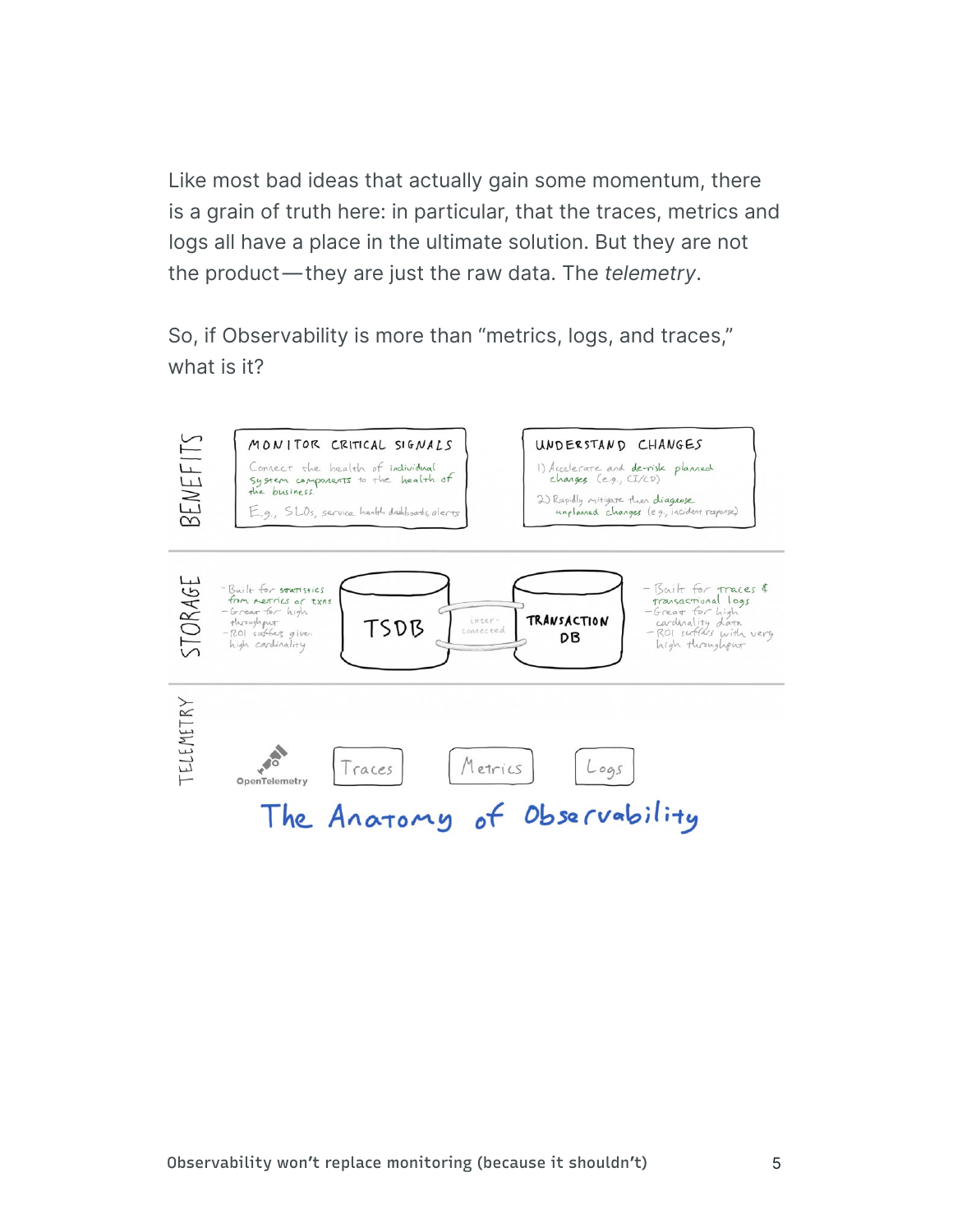Like most bad ideas that actually gain some momentum, there is a grain of truth here: in particular, that the traces, metrics and logs all have a place in the ultimate solution. But they are not the product—they are just the raw data. The *telemetry*.

So, if Observability is more than "metrics, logs, and traces," what is it?

**BENEFITS**

**MONITOR CRITICAL SIGNALS**
Connect the health of individual system components to the health of the business.
E.g., SLOs, service health dashboards, alerts

**UNDERSTAND CHANGES**
1) Accelerate and de-risk planned changes (e.g., CI/CD)
2) Rapidly mitigate then diagnose unplanned changes (e.g., incident response)

**STORAGE**

- Built for statistics from metrics or txns
- Great for high throughput
- ROI suffers given high cardinality

TSDB — inter-connected — TRANSACTION DB

- Built for traces & transactional logs
- Great for high cardinality data
- ROI suffers with very high throughput

**TELEMETRY**

OpenTelemetry — Traces — Metrics — Logs

The Anatomy of Observability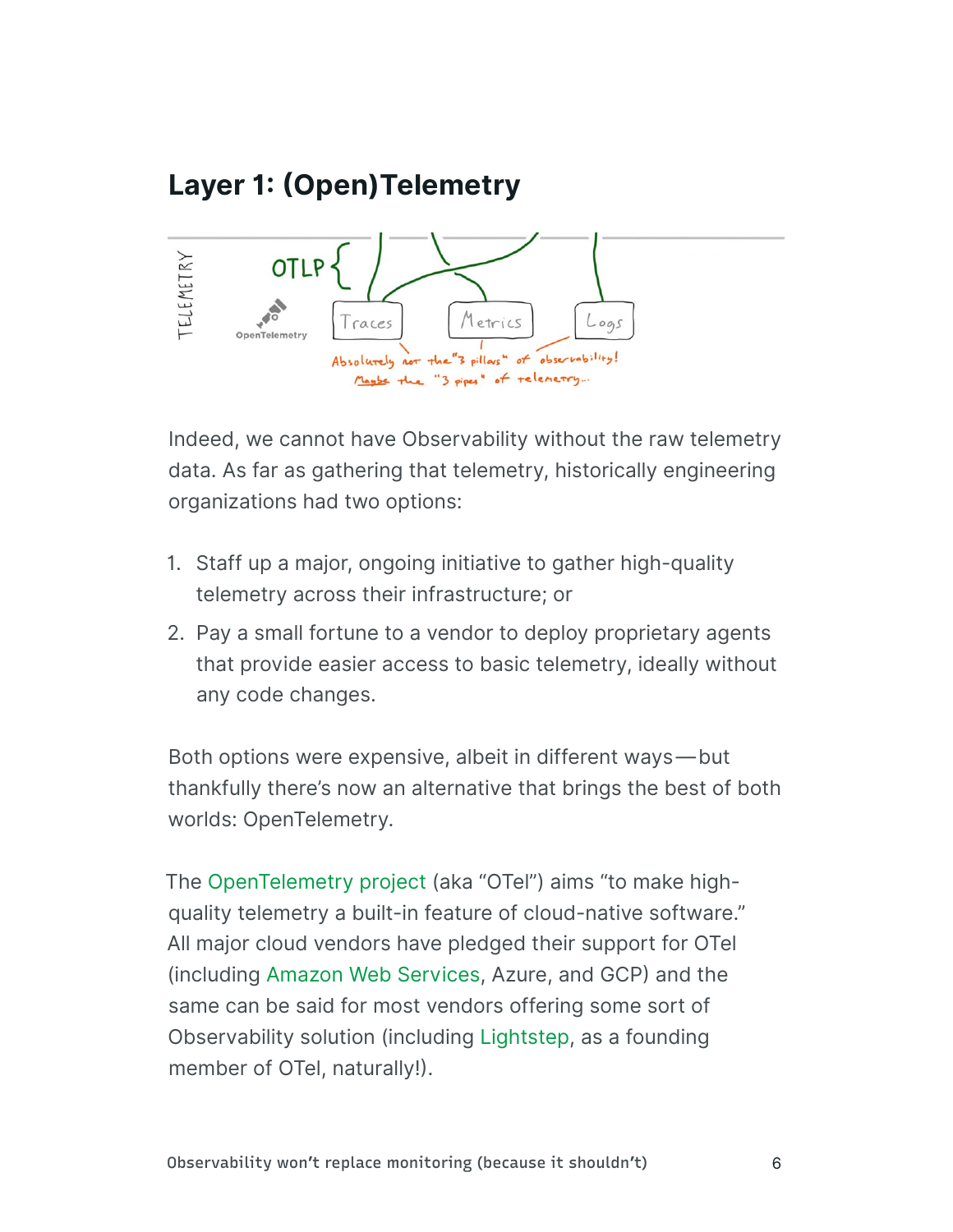## Layer 1: (Open)Telemetry

Indeed, we cannot have Observability without the raw telemetry data. As far as gathering that telemetry, historically engineering organizations had two options:

1. Staff up a major, ongoing initiative to gather high-quality telemetry across their infrastructure; or
2. Pay a small fortune to a vendor to deploy proprietary agents that provide easier access to basic telemetry, ideally without any code changes.

Both options were expensive, albeit in different ways—but thankfully there's now an alternative that brings the best of both worlds: OpenTelemetry.

The OpenTelemetry project (aka "OTel") aims "to make high-quality telemetry a built-in feature of cloud-native software." All major cloud vendors have pledged their support for OTel (including Amazon Web Services, Azure, and GCP) and the same can be said for most vendors offering some sort of Observability solution (including Lightstep, as a founding member of OTel, naturally!).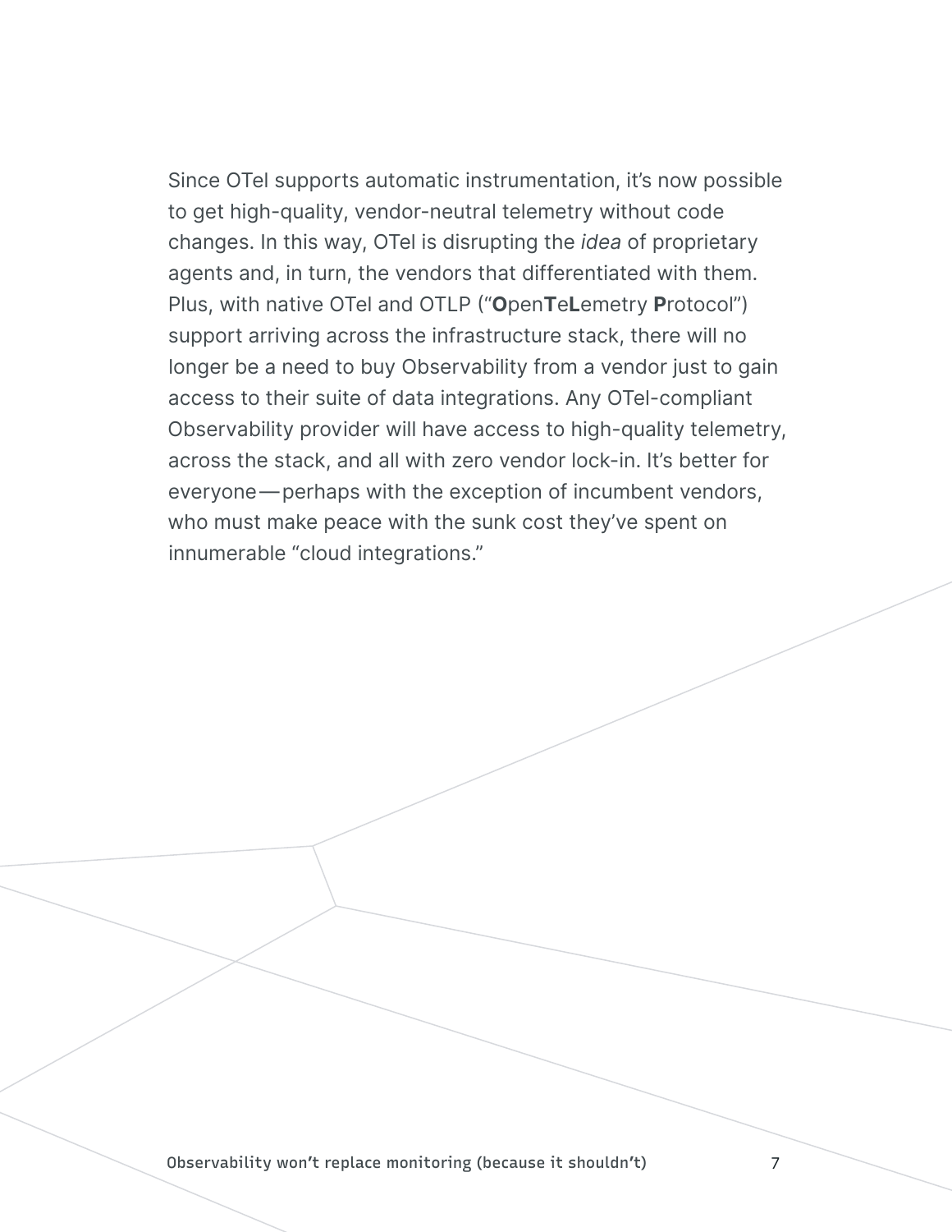Since OTel supports automatic instrumentation, it's now possible to get high-quality, vendor-neutral telemetry without code changes. In this way, OTel is disrupting the *idea* of proprietary agents and, in turn, the vendors that differentiated with them. Plus, with native OTel and OTLP ("**O**pen**T**e**L**emetry **P**rotocol") support arriving across the infrastructure stack, there will no longer be a need to buy Observability from a vendor just to gain access to their suite of data integrations. Any OTel-compliant Observability provider will have access to high-quality telemetry, across the stack, and all with zero vendor lock-in. It's better for everyone—perhaps with the exception of incumbent vendors, who must make peace with the sunk cost they've spent on innumerable "cloud integrations."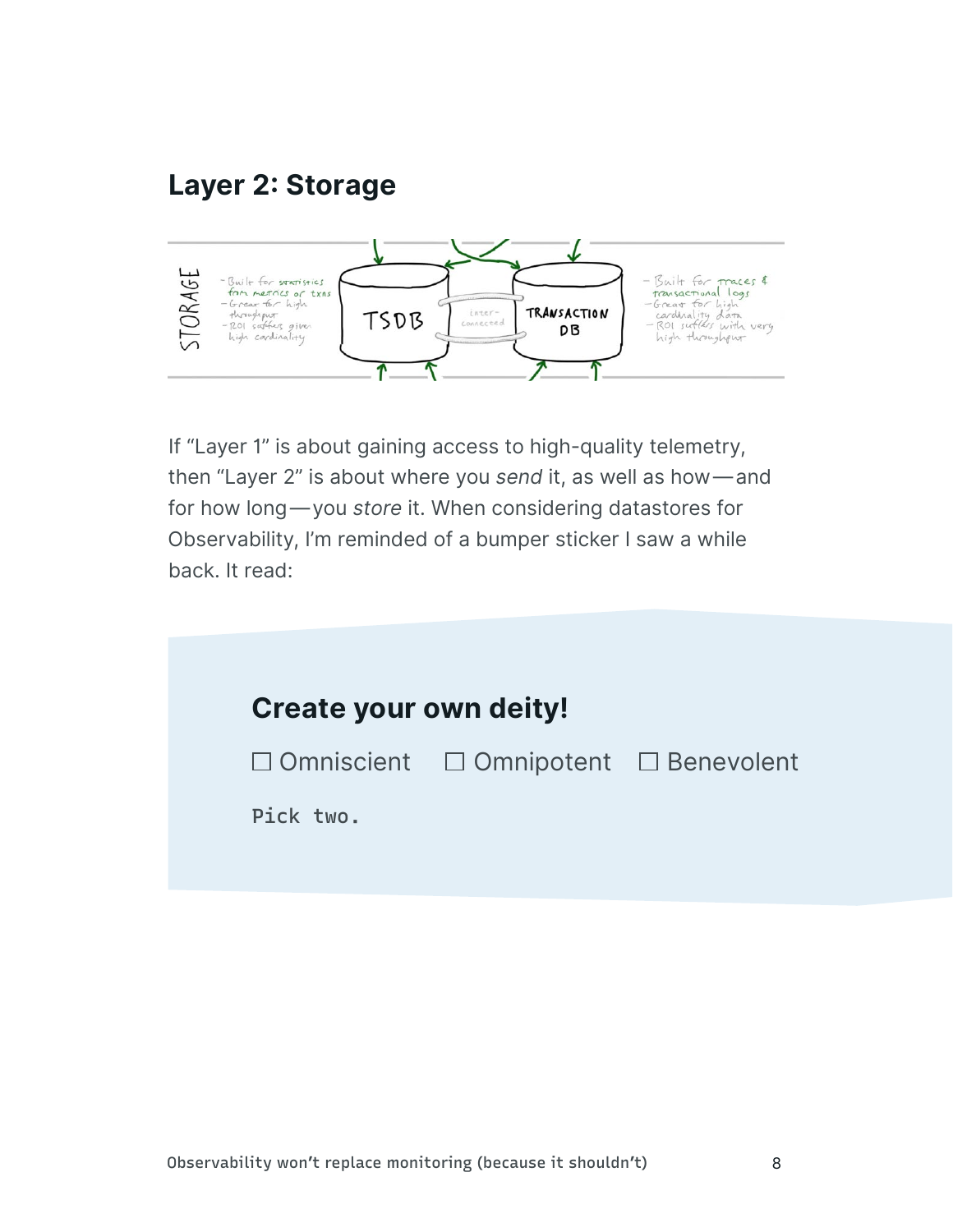## Layer 2: Storage

If “Layer 1” is about gaining access to high-quality telemetry, then “Layer 2” is about where you *send* it, as well as how—and for how long—you *store* it. When considering datastores for Observability, I’m reminded of a bumper sticker I saw a while back. It read:

> ### Create your own deity!
>
> ☐ Omniscient ☐ Omnipotent ☐ Benevolent
>
> `Pick two.`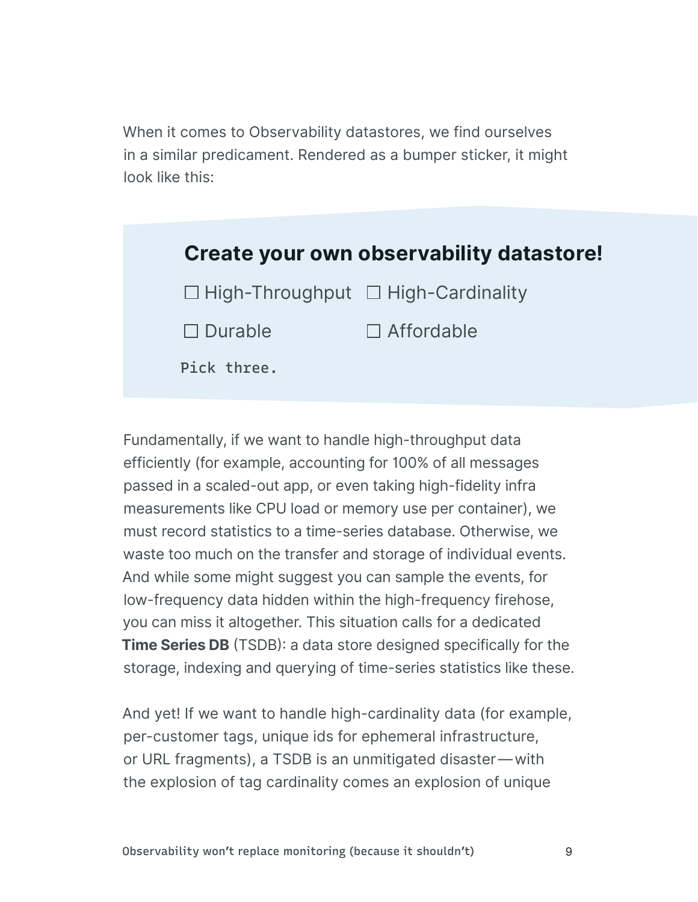When it comes to Observability datastores, we find ourselves in a similar predicament. Rendered as a bumper sticker, it might look like this:

> **Create your own observability datastore!**
>
> ☐ High-Throughput ☐ High-Cardinality
>
> ☐ Durable ☐ Affordable
>
> `Pick three.`

Fundamentally, if we want to handle high-throughput data efficiently (for example, accounting for 100% of all messages passed in a scaled-out app, or even taking high-fidelity infra measurements like CPU load or memory use per container), we must record statistics to a time-series database. Otherwise, we waste too much on the transfer and storage of individual events. And while some might suggest you can sample the events, for low-frequency data hidden within the high-frequency firehose, you can miss it altogether. This situation calls for a dedicated **Time Series DB** (TSDB): a data store designed specifically for the storage, indexing and querying of time-series statistics like these.

And yet! If we want to handle high-cardinality data (for example, per-customer tags, unique ids for ephemeral infrastructure, or URL fragments), a TSDB is an unmitigated disaster—with the explosion of tag cardinality comes an explosion of unique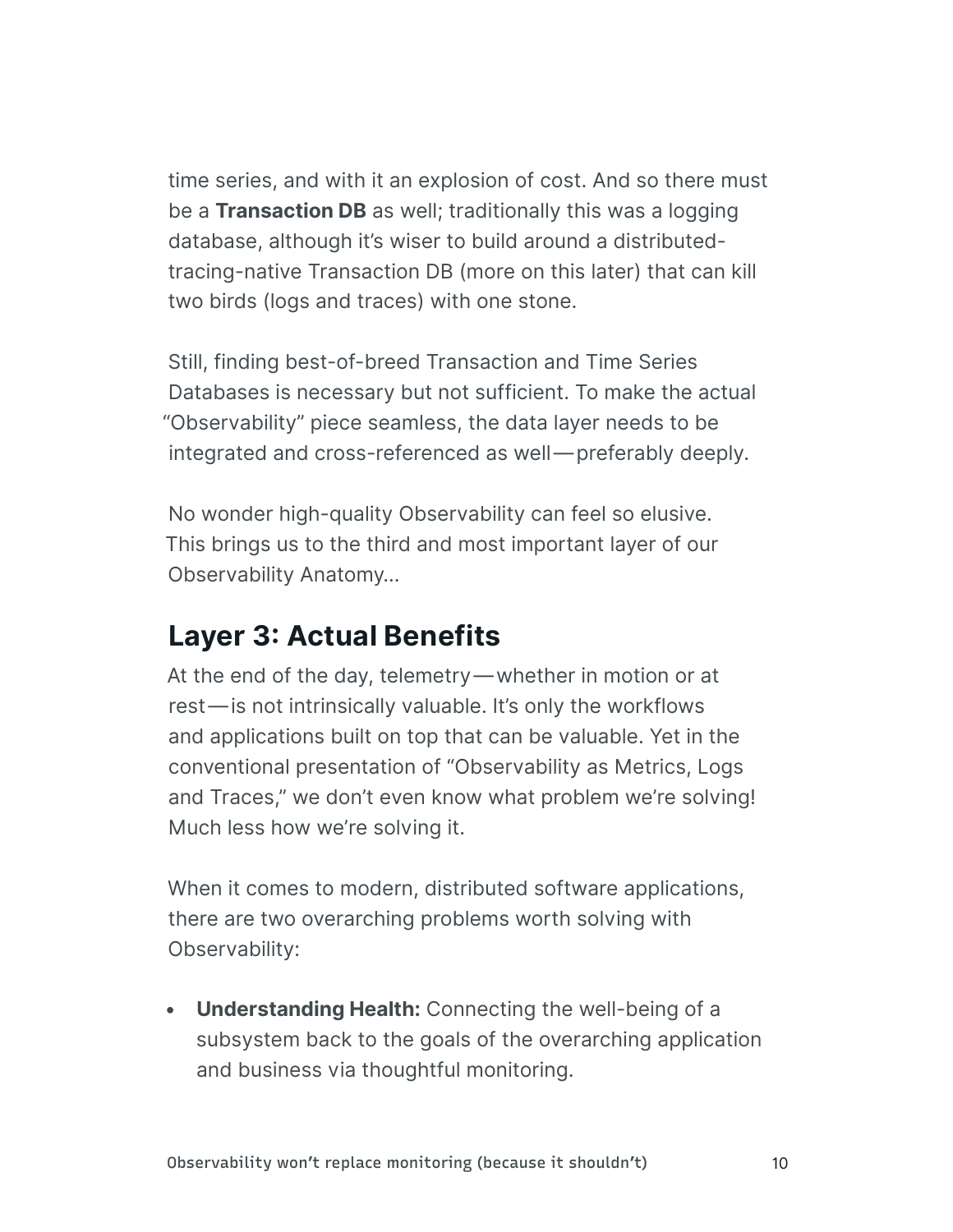time series, and with it an explosion of cost. And so there must be a **Transaction DB** as well; traditionally this was a logging database, although it's wiser to build around a distributed-tracing-native Transaction DB (more on this later) that can kill two birds (logs and traces) with one stone.

Still, finding best-of-breed Transaction and Time Series Databases is necessary but not sufficient. To make the actual "Observability" piece seamless, the data layer needs to be integrated and cross-referenced as well — preferably deeply.

No wonder high-quality Observability can feel so elusive. This brings us to the third and most important layer of our Observability Anatomy…

## Layer 3: Actual Benefits

At the end of the day, telemetry — whether in motion or at rest — is not intrinsically valuable. It's only the workflows and applications built on top that can be valuable. Yet in the conventional presentation of "Observability as Metrics, Logs and Traces," we don't even know what problem we're solving! Much less how we're solving it.

When it comes to modern, distributed software applications, there are two overarching problems worth solving with Observability:

- **Understanding Health:** Connecting the well-being of a subsystem back to the goals of the overarching application and business via thoughtful monitoring.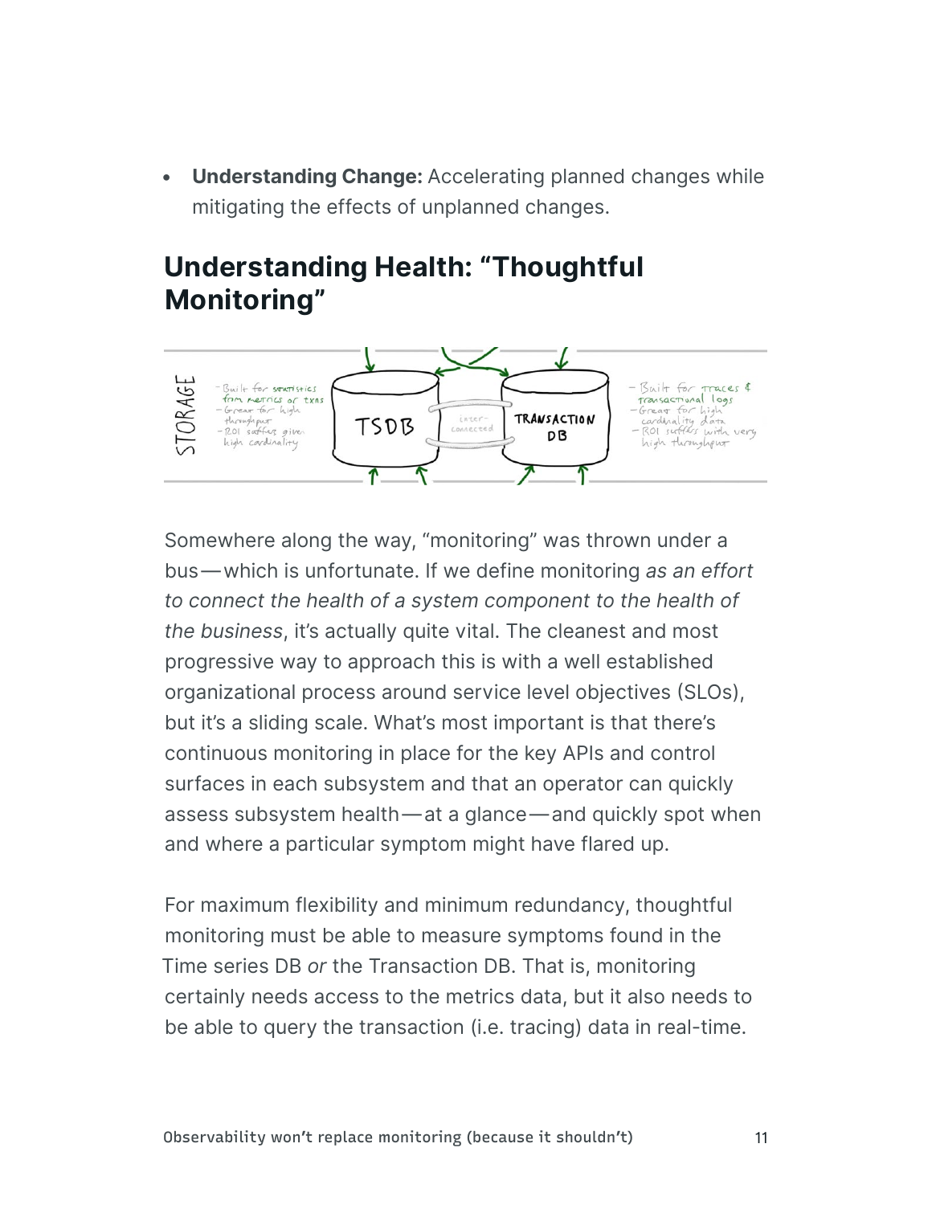- **Understanding Change:** Accelerating planned changes while mitigating the effects of unplanned changes.

## Understanding Health: "Thoughtful Monitoring"

Somewhere along the way, "monitoring" was thrown under a bus—which is unfortunate. If we define monitoring *as an effort to connect the health of a system component to the health of the business*, it's actually quite vital. The cleanest and most progressive way to approach this is with a well established organizational process around service level objectives (SLOs), but it's a sliding scale. What's most important is that there's continuous monitoring in place for the key APIs and control surfaces in each subsystem and that an operator can quickly assess subsystem health—at a glance—and quickly spot when and where a particular symptom might have flared up.

For maximum flexibility and minimum redundancy, thoughtful monitoring must be able to measure symptoms found in the Time series DB *or* the Transaction DB. That is, monitoring certainly needs access to the metrics data, but it also needs to be able to query the transaction (i.e. tracing) data in real-time.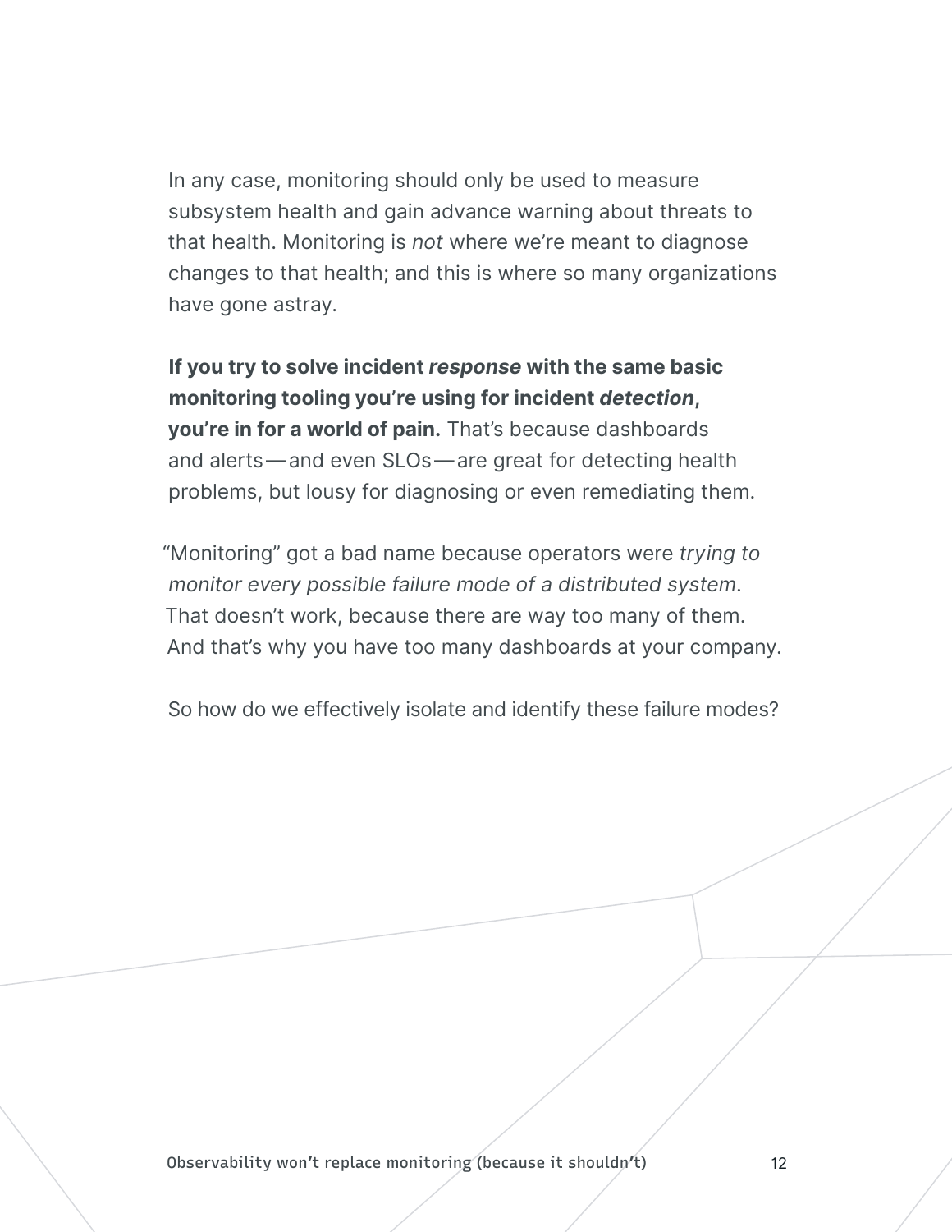In any case, monitoring should only be used to measure subsystem health and gain advance warning about threats to that health. Monitoring is *not* where we're meant to diagnose changes to that health; and this is where so many organizations have gone astray.

**If you try to solve incident *response* with the same basic monitoring tooling you're using for incident *detection*, you're in for a world of pain.** That's because dashboards and alerts—and even SLOs—are great for detecting health problems, but lousy for diagnosing or even remediating them.

"Monitoring" got a bad name because operators were *trying to monitor every possible failure mode of a distributed system*. That doesn't work, because there are way too many of them. And that's why you have too many dashboards at your company.

So how do we effectively isolate and identify these failure modes?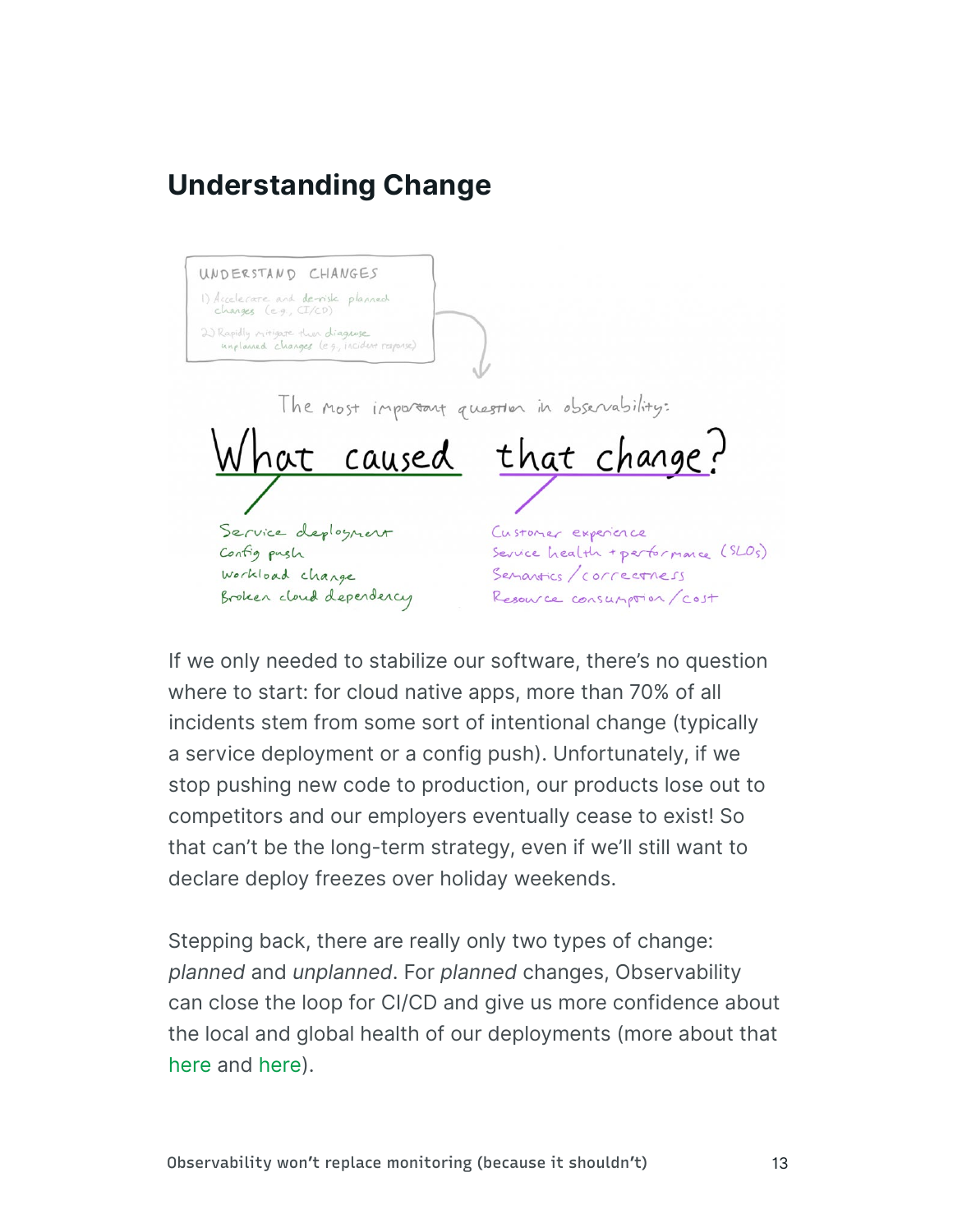## Understanding Change

UNDERSTAND CHANGES

1) Accelerate and de-risk planned changes (e.g., CI/CD)

2) Rapidly mitigate then diagnose unplanned changes (e.g., incident response)

The most important question in observability:

**What caused that change?**

What caused:
- Service deployment
- Config push
- Workload change
- Broken cloud dependency

that change:
- Customer experience
- Service health + performance (SLOs)
- Semantics / correctness
- Resource consumption / cost

If we only needed to stabilize our software, there's no question where to start: for cloud native apps, more than 70% of all incidents stem from some sort of intentional change (typically a service deployment or a config push). Unfortunately, if we stop pushing new code to production, our products lose out to competitors and our employers eventually cease to exist! So that can't be the long-term strategy, even if we'll still want to declare deploy freezes over holiday weekends.

Stepping back, there are really only two types of change: *planned* and *unplanned*. For *planned* changes, Observability can close the loop for CI/CD and give us more confidence about the local and global health of our deployments (more about that here and here).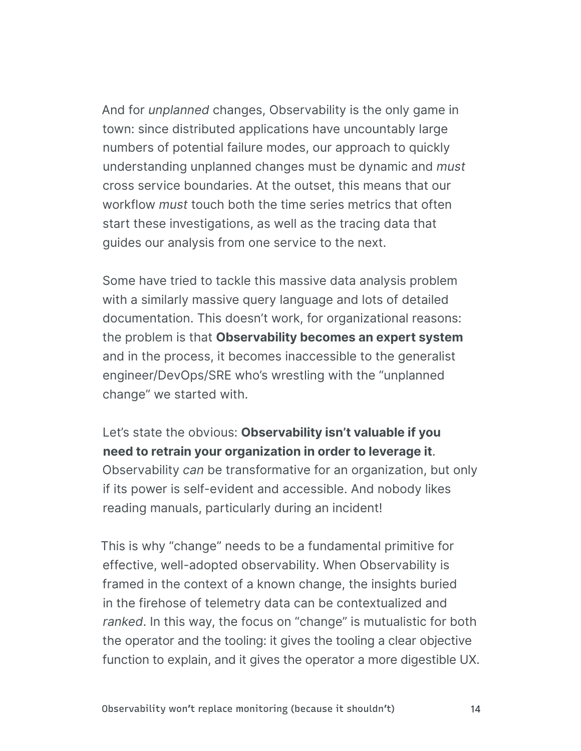And for *unplanned* changes, Observability is the only game in town: since distributed applications have uncountably large numbers of potential failure modes, our approach to quickly understanding unplanned changes must be dynamic and *must* cross service boundaries. At the outset, this means that our workflow *must* touch both the time series metrics that often start these investigations, as well as the tracing data that guides our analysis from one service to the next.

Some have tried to tackle this massive data analysis problem with a similarly massive query language and lots of detailed documentation. This doesn't work, for organizational reasons: the problem is that **Observability becomes an expert system** and in the process, it becomes inaccessible to the generalist engineer/DevOps/SRE who's wrestling with the "unplanned change" we started with.

Let's state the obvious: **Observability isn't valuable if you need to retrain your organization in order to leverage it**. Observability *can* be transformative for an organization, but only if its power is self-evident and accessible. And nobody likes reading manuals, particularly during an incident!

This is why "change" needs to be a fundamental primitive for effective, well-adopted observability. When Observability is framed in the context of a known change, the insights buried in the firehose of telemetry data can be contextualized and *ranked*. In this way, the focus on "change" is mutualistic for both the operator and the tooling: it gives the tooling a clear objective function to explain, and it gives the operator a more digestible UX.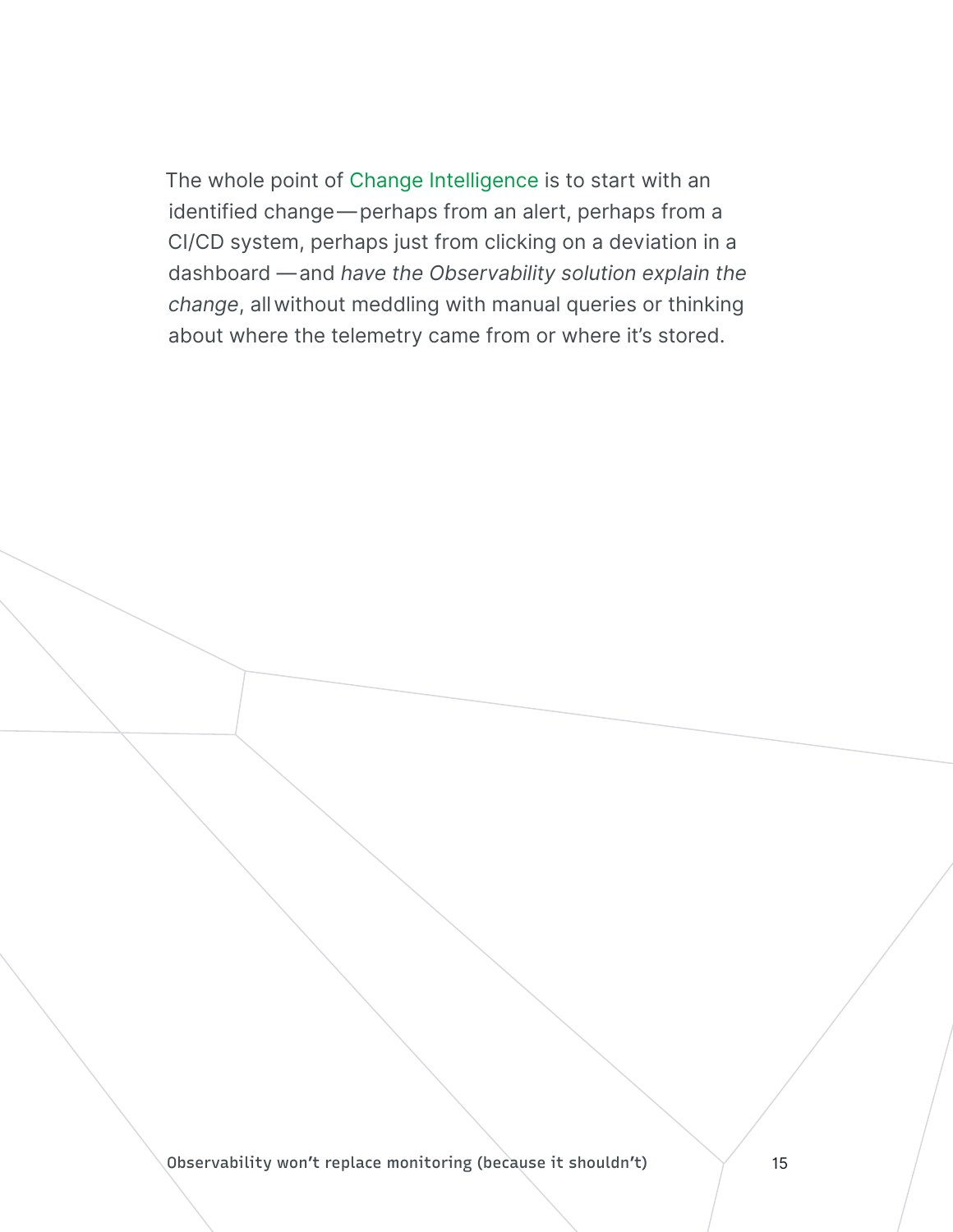The whole point of Change Intelligence is to start with an identified change—perhaps from an alert, perhaps from a CI/CD system, perhaps just from clicking on a deviation in a dashboard—and *have the Observability solution explain the change*, all without meddling with manual queries or thinking about where the telemetry came from or where it's stored.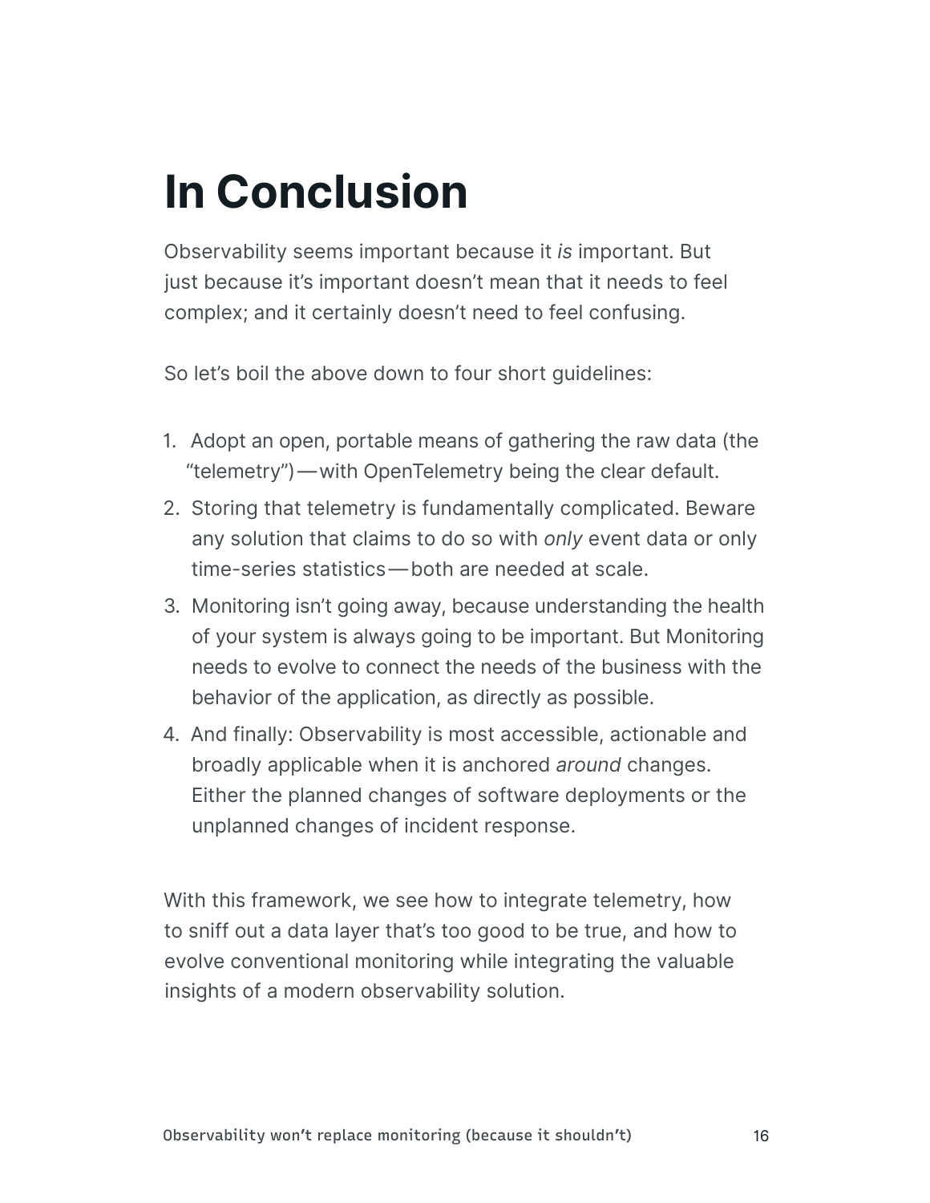# In Conclusion

Observability seems important because it *is* important. But just because it's important doesn't mean that it needs to feel complex; and it certainly doesn't need to feel confusing.

So let's boil the above down to four short guidelines:

1. Adopt an open, portable means of gathering the raw data (the "telemetry")—with OpenTelemetry being the clear default.
2. Storing that telemetry is fundamentally complicated. Beware any solution that claims to do so with *only* event data or only time-series statistics—both are needed at scale.
3. Monitoring isn't going away, because understanding the health of your system is always going to be important. But Monitoring needs to evolve to connect the needs of the business with the behavior of the application, as directly as possible.
4. And finally: Observability is most accessible, actionable and broadly applicable when it is anchored *around* changes. Either the planned changes of software deployments or the unplanned changes of incident response.

With this framework, we see how to integrate telemetry, how to sniff out a data layer that's too good to be true, and how to evolve conventional monitoring while integrating the valuable insights of a modern observability solution.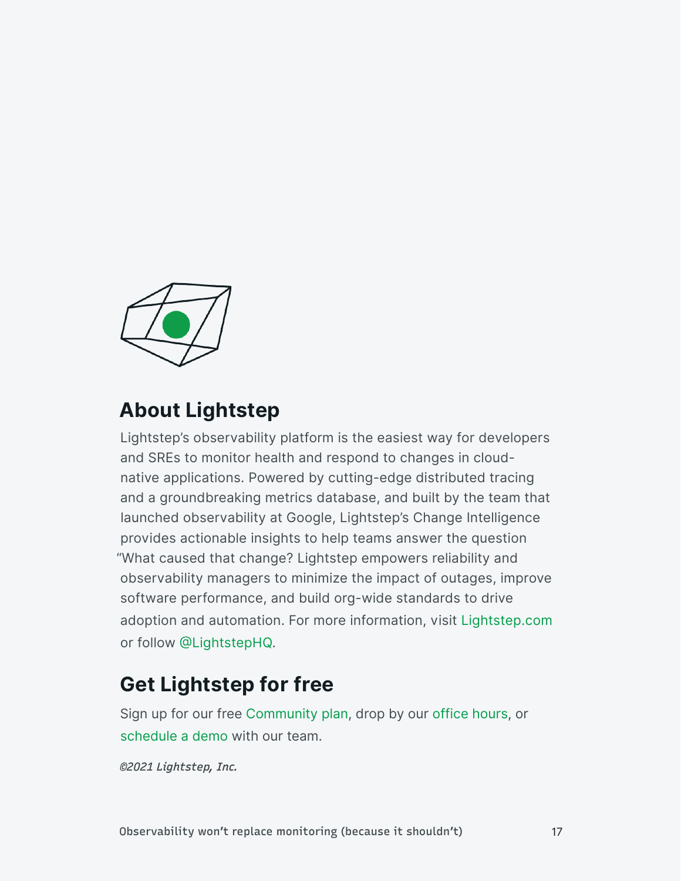## About Lightstep

Lightstep's observability platform is the easiest way for developers and SREs to monitor health and respond to changes in cloud-native applications. Powered by cutting-edge distributed tracing and a groundbreaking metrics database, and built by the team that launched observability at Google, Lightstep's Change Intelligence provides actionable insights to help teams answer the question "What caused that change? Lightstep empowers reliability and observability managers to minimize the impact of outages, improve software performance, and build org-wide standards to drive adoption and automation. For more information, visit Lightstep.com or follow @LightstepHQ.

## Get Lightstep for free

Sign up for our free Community plan, drop by our office hours, or schedule a demo with our team.

*©2021 Lightstep, Inc.*